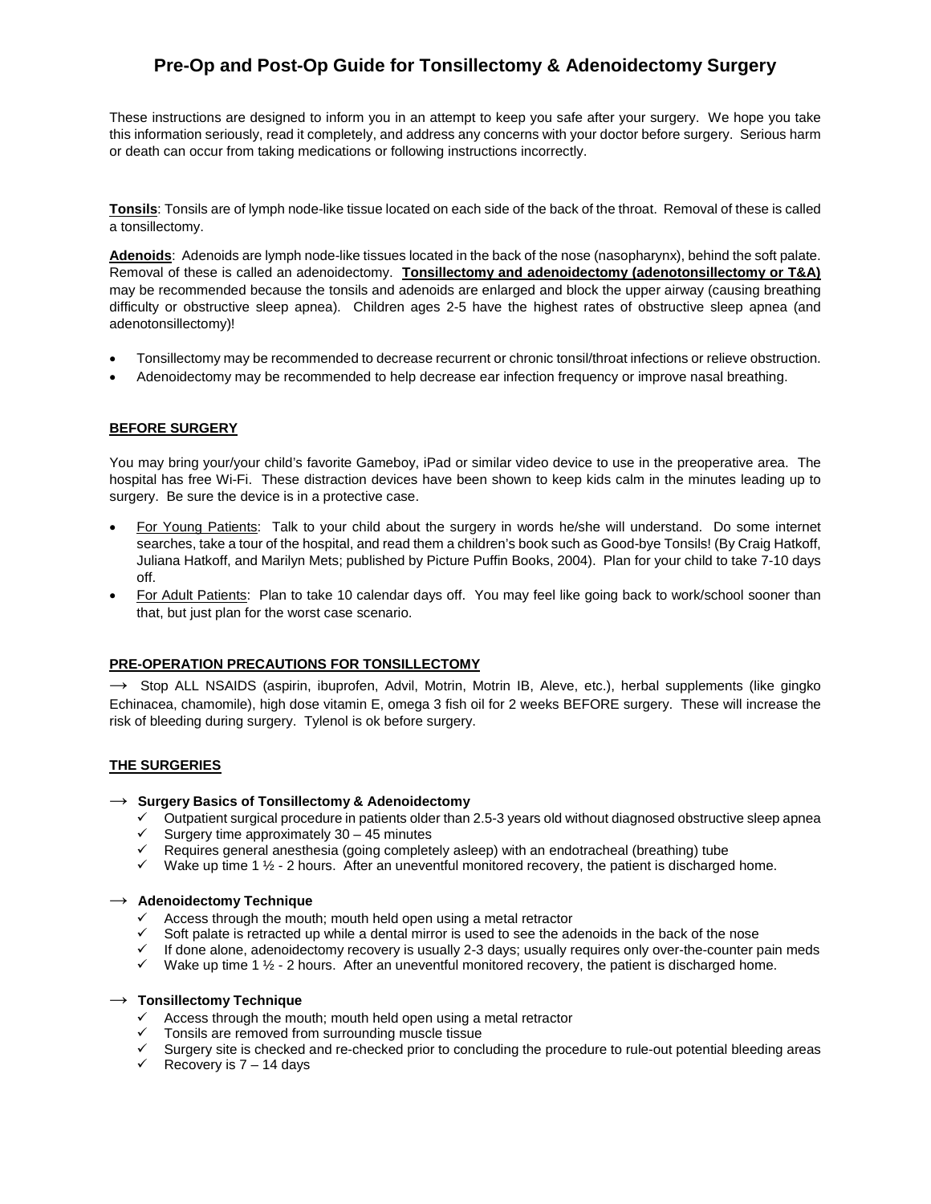# Pre-Op and Post-Op Guide for Tonsillectomy & Adenoidectomy Surgery

These instructions are designed to inform you in an attempt to keep you safe after your surgery. We hope you take this information seriously, read it completely, and address any concerns with your doctor before surgery. Serious harm or death can occur from taking medications or following instructions incorrectly.

**Tonsils**: Tonsils are of lymph node-like tissue located on each side of the back of the throat. Removal of these is called a tonsillectomy.

**Adenoids**: Adenoids are lymph node-like tissues located in the back of the nose (nasopharynx), behind the soft palate. Removal of these is called an adenoidectomy. **Tonsillectomy and adenoidectomy (adenotonsillectomy or T&A)** may be recommended because the tonsils and adenoids are enlarged and block the upper airway (causing breathing difficulty or obstructive sleep apnea). Children ages 2-5 have the highest rates of obstructive sleep apnea (and adenotonsillectomy)!

- Tonsillectomy may be recommended to decrease recurrent or chronic tonsil/throat infections or relieve obstruction.
- Adenoidectomy may be recommended to help decrease ear infection frequency or improve nasal breathing.

## BEFORE SURGERY

You may bring your/your child's favorite Gameboy, iPad or similar video device to use in the preoperative area. The hospital has free Wi-Fi. These distraction devices have been shown to keep kids calm in the minutes leading up to surgery. Be sure the device is in a protective case.

- For Young Patients: Talk to your child about the surgery in words he/she will understand. Do some internet searches, take a tour of the hospital, and read them a children's book such as Good-bye Tonsils! (By Craig Hatkoff, Juliana Hatkoff, and Marilyn Mets; published by Picture Puffin Books, 2004). Plan for your child to take 7-10 days off.
- For Adult Patients: Plan to take 10 calendar days off. You may feel like going back to work/school sooner than that, but just plan for the worst case scenario.

## PRE-OPERATION PRECAUTIONS FOR TONSILLECTOMY

→ Stop ALL NSAIDS (aspirin, ibuprofen, Advil, Motrin, Motrin IB, Aleve, etc.), herbal supplements (like gingko Echinacea, chamomile), high dose vitamin E, omega 3 fish oil for 2 weeks BEFORE surgery. These will increase the risk of bleeding during surgery. Tylenol is ok before surgery.

## THE SURGERIES

→ **Surgery Basics of Tonsillectomy & Adenoidectomy**

- ✓ Outpatient surgical procedure in patients older than 2.5-3 years old without diagnosed obstructive sleep apnea
- ✓ Surgery time approximately 30 – 45 minutes
- ✓ Requires general anesthesia (going completely asleep) with an endotracheal (breathing) tube
- ✓ Wake up time 1 ½ - 2 hours. After an uneventful monitored recovery, the patient is discharged home.

→ **Adenoidectomy Technique**

- ✓ Access through the mouth; mouth held open using a metal retractor
- ✓ Soft palate is retracted up while a dental mirror is used to see the adenoids in the back of the nose
- ✓ If done alone, adenoidectomy recovery is usually 2-3 days; usually requires only over-the-counter pain meds
- ✓ Wake up time 1 ½ - 2 hours. After an uneventful monitored recovery, the patient is discharged home.

→ **Tonsillectomy Technique**

- ✓ Access through the mouth; mouth held open using a metal retractor
- ✓ Tonsils are removed from surrounding muscle tissue
- ✓ Surgery site is checked and re-checked prior to concluding the procedure to rule-out potential bleeding areas
- ✓ Recovery is 7 – 14 days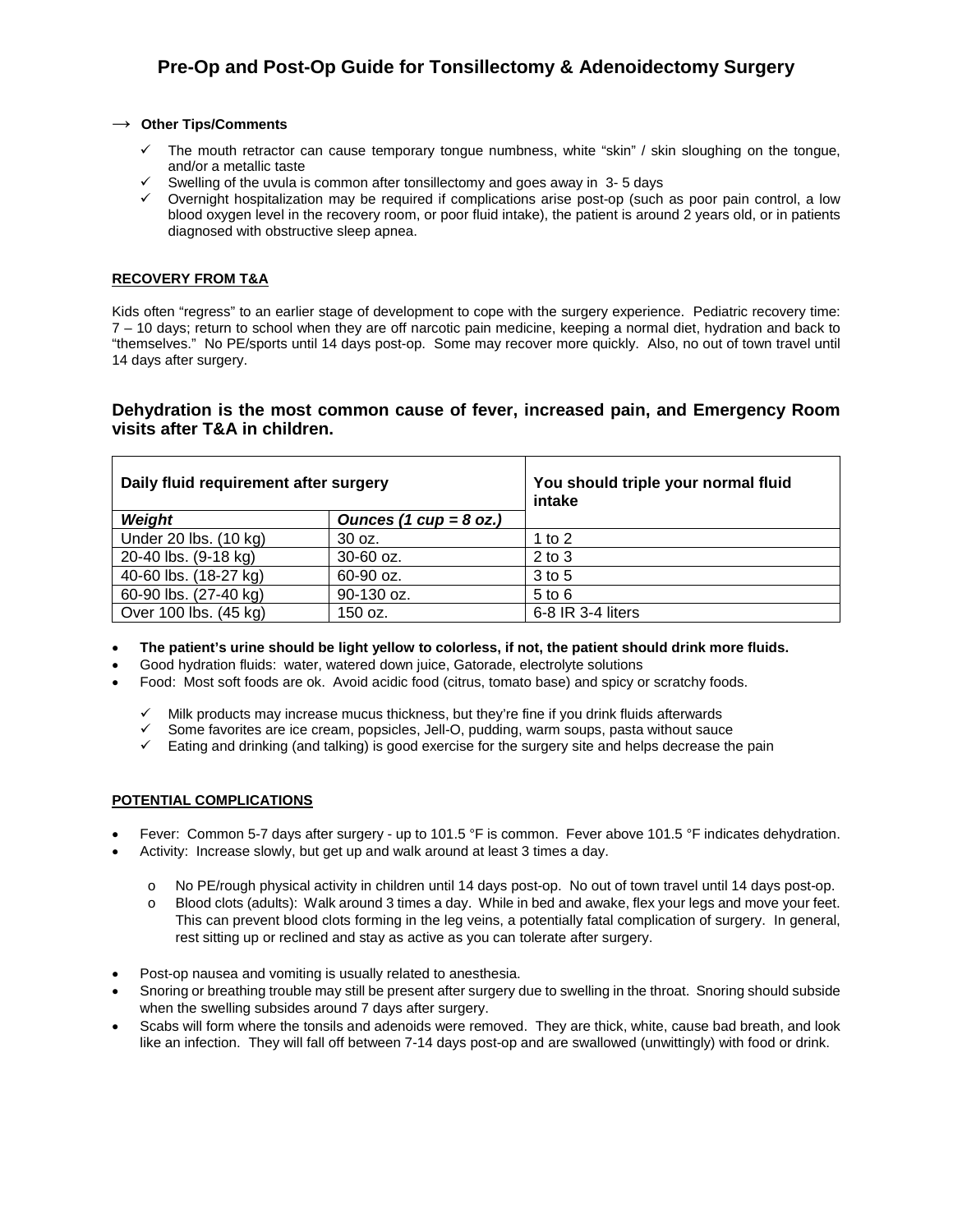# Pre-Op and Post-Op Guide for Tonsillectomy & Adenoidectomy Surgery

→ **Other Tips/Comments**

- ✓ The mouth retractor can cause temporary tongue numbness, white "skin" / skin sloughing on the tongue, and/or a metallic taste
- ✓ Swelling of the uvula is common after tonsillectomy and goes away in 3- 5 days
- ✓ Overnight hospitalization may be required if complications arise post-op (such as poor pain control, a low blood oxygen level in the recovery room, or poor fluid intake), the patient is around 2 years old, or in patients diagnosed with obstructive sleep apnea.

**RECOVERY FROM T&A**

Kids often "regress" to an earlier stage of development to cope with the surgery experience. Pediatric recovery time: 7 – 10 days; return to school when they are off narcotic pain medicine, keeping a normal diet, hydration and back to "themselves." No PE/sports until 14 days post-op. Some may recover more quickly. Also, no out of town travel until 14 days after surgery.

## Dehydration is the most common cause of fever, increased pain, and Emergency Room visits after T&A in children.

| Daily fluid requirement after surgery | | You should triple your normal fluid intake |
|---|---|---|
| ***Weight*** | ***Ounces (1 cup = 8 oz.)*** | |
| Under 20 lbs. (10 kg) | 30 oz. | 1 to 2 |
| 20-40 lbs. (9-18 kg) | 30-60 oz. | 2 to 3 |
| 40-60 lbs. (18-27 kg) | 60-90 oz. | 3 to 5 |
| 60-90 lbs. (27-40 kg) | 90-130 oz. | 5 to 6 |
| Over 100 lbs. (45 kg) | 150 oz. | 6-8 IR 3-4 liters |

- **The patient's urine should be light yellow to colorless, if not, the patient should drink more fluids.**
- Good hydration fluids: water, watered down juice, Gatorade, electrolyte solutions
- Food: Most soft foods are ok. Avoid acidic food (citrus, tomato base) and spicy or scratchy foods.
  - ✓ Milk products may increase mucus thickness, but they're fine if you drink fluids afterwards
  - ✓ Some favorites are ice cream, popsicles, Jell-O, pudding, warm soups, pasta without sauce
  - ✓ Eating and drinking (and talking) is good exercise for the surgery site and helps decrease the pain

**POTENTIAL COMPLICATIONS**

- Fever: Common 5-7 days after surgery - up to 101.5 °F is common. Fever above 101.5 °F indicates dehydration.
- Activity: Increase slowly, but get up and walk around at least 3 times a day.
  - o No PE/rough physical activity in children until 14 days post-op. No out of town travel until 14 days post-op.
  - o Blood clots (adults): Walk around 3 times a day. While in bed and awake, flex your legs and move your feet. This can prevent blood clots forming in the leg veins, a potentially fatal complication of surgery. In general, rest sitting up or reclined and stay as active as you can tolerate after surgery.
- Post-op nausea and vomiting is usually related to anesthesia.
- Snoring or breathing trouble may still be present after surgery due to swelling in the throat. Snoring should subside when the swelling subsides around 7 days after surgery.
- Scabs will form where the tonsils and adenoids were removed. They are thick, white, cause bad breath, and look like an infection. They will fall off between 7-14 days post-op and are swallowed (unwittingly) with food or drink.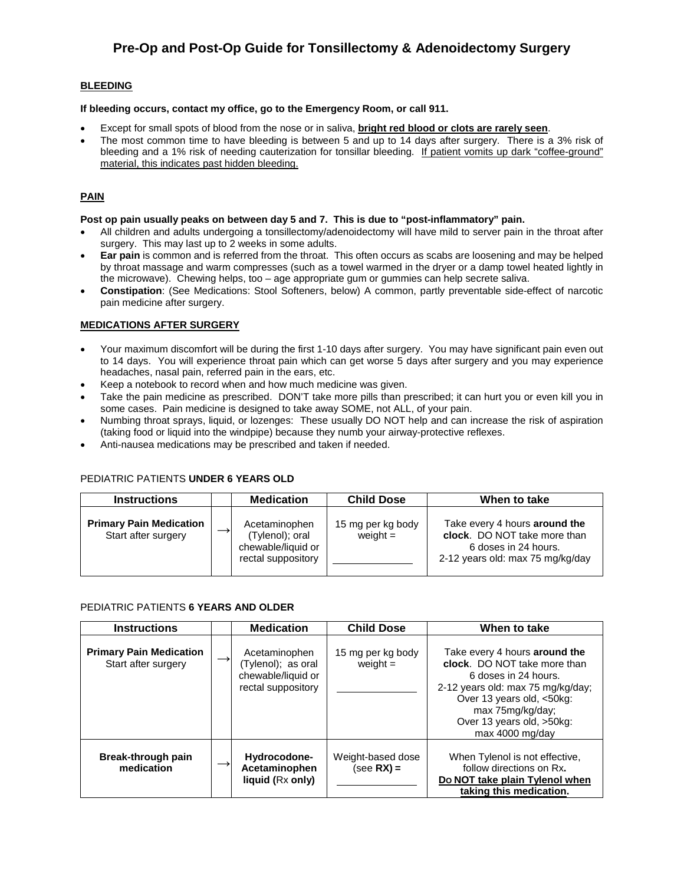# Pre-Op and Post-Op Guide for Tonsillectomy & Adenoidectomy Surgery

## BLEEDING

**If bleeding occurs, contact my office, go to the Emergency Room, or call 911.**

- Except for small spots of blood from the nose or in saliva, **bright red blood or clots are rarely seen**.
- The most common time to have bleeding is between 5 and up to 14 days after surgery. There is a 3% risk of bleeding and a 1% risk of needing cauterization for tonsillar bleeding. If patient vomits up dark "coffee-ground" material, this indicates past hidden bleeding.

## PAIN

**Post op pain usually peaks on between day 5 and 7. This is due to "post-inflammatory" pain.**

- All children and adults undergoing a tonsillectomy/adenoidectomy will have mild to server pain in the throat after surgery. This may last up to 2 weeks in some adults.
- **Ear pain** is common and is referred from the throat. This often occurs as scabs are loosening and may be helped by throat massage and warm compresses (such as a towel warmed in the dryer or a damp towel heated lightly in the microwave). Chewing helps, too – age appropriate gum or gummies can help secrete saliva.
- **Constipation**: (See Medications: Stool Softeners, below) A common, partly preventable side-effect of narcotic pain medicine after surgery.

## MEDICATIONS AFTER SURGERY

- Your maximum discomfort will be during the first 1-10 days after surgery. You may have significant pain even out to 14 days. You will experience throat pain which can get worse 5 days after surgery and you may experience headaches, nasal pain, referred pain in the ears, etc.
- Keep a notebook to record when and how much medicine was given.
- Take the pain medicine as prescribed. DON'T take more pills than prescribed; it can hurt you or even kill you in some cases. Pain medicine is designed to take away SOME, not ALL, of your pain.
- Numbing throat sprays, liquid, or lozenges: These usually DO NOT help and can increase the risk of aspiration (taking food or liquid into the windpipe) because they numb your airway-protective reflexes.
- Anti-nausea medications may be prescribed and taken if needed.

PEDIATRIC PATIENTS **UNDER 6 YEARS OLD**

| Instructions | | Medication | Child Dose | When to take |
|---|---|---|---|---|
| **Primary Pain Medication** Start after surgery | → | Acetaminophen (Tylenol); oral chewable/liquid or rectal suppository | 15 mg per kg body weight = ______ | Take every 4 hours **around the clock**. DO NOT take more than 6 doses in 24 hours. 2-12 years old: max 75 mg/kg/day |

PEDIATRIC PATIENTS **6 YEARS AND OLDER**

| Instructions | | Medication | Child Dose | When to take |
|---|---|---|---|---|
| **Primary Pain Medication** Start after surgery | → | Acetaminophen (Tylenol); as oral chewable/liquid or rectal suppository | 15 mg per kg body weight = ______ | Take every 4 hours **around the clock**. DO NOT take more than 6 doses in 24 hours. 2-12 years old: max 75 mg/kg/day; Over 13 years old, <50kg: max 75mg/kg/day; Over 13 years old, >50kg: max 4000 mg/day |
| **Break-through pain medication** | → | **Hydrocodone-Acetaminophen liquid (**Rx **only)** | Weight-based dose (see **RX) =** ______ | When Tylenol is not effective, follow directions on Rx**.** **Do NOT take plain Tylenol when taking this medication.** |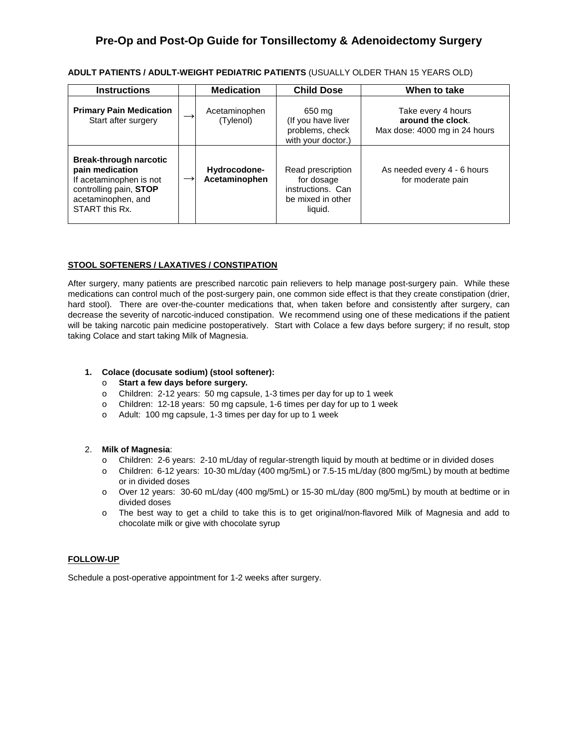# Pre-Op and Post-Op Guide for Tonsillectomy & Adenoidectomy Surgery

**ADULT PATIENTS / ADULT-WEIGHT PEDIATRIC PATIENTS** (USUALLY OLDER THAN 15 YEARS OLD)

| Instructions | | Medication | Child Dose | When to take |
|---|---|---|---|---|
| **Primary Pain Medication** Start after surgery | → | Acetaminophen (Tylenol) | 650 mg (If you have liver problems, check with your doctor.) | Take every 4 hours **around the clock**. Max dose: 4000 mg in 24 hours |
| **Break-through narcotic pain medication** If acetaminophen is not controlling pain, **STOP** acetaminophen, and START this Rx. | → | **Hydrocodone-Acetaminophen** | Read prescription for dosage instructions. Can be mixed in other liquid. | As needed every 4 - 6 hours for moderate pain |

## STOOL SOFTENERS / LAXATIVES / CONSTIPATION

After surgery, many patients are prescribed narcotic pain relievers to help manage post-surgery pain. While these medications can control much of the post-surgery pain, one common side effect is that they create constipation (drier, hard stool). There are over-the-counter medications that, when taken before and consistently after surgery, can decrease the severity of narcotic-induced constipation. We recommend using one of these medications if the patient will be taking narcotic pain medicine postoperatively. Start with Colace a few days before surgery; if no result, stop taking Colace and start taking Milk of Magnesia.

1. **Colace (docusate sodium) (stool softener):**
   - **Start a few days before surgery.**
   - Children: 2-12 years: 50 mg capsule, 1-3 times per day for up to 1 week
   - Children: 12-18 years: 50 mg capsule, 1-6 times per day for up to 1 week
   - Adult: 100 mg capsule, 1-3 times per day for up to 1 week

2. **Milk of Magnesia**:
   - Children: 2-6 years: 2-10 mL/day of regular-strength liquid by mouth at bedtime or in divided doses
   - Children: 6-12 years: 10-30 mL/day (400 mg/5mL) or 7.5-15 mL/day (800 mg/5mL) by mouth at bedtime or in divided doses
   - Over 12 years: 30-60 mL/day (400 mg/5mL) or 15-30 mL/day (800 mg/5mL) by mouth at bedtime or in divided doses
   - The best way to get a child to take this is to get original/non-flavored Milk of Magnesia and add to chocolate milk or give with chocolate syrup

## FOLLOW-UP

Schedule a post-operative appointment for 1-2 weeks after surgery.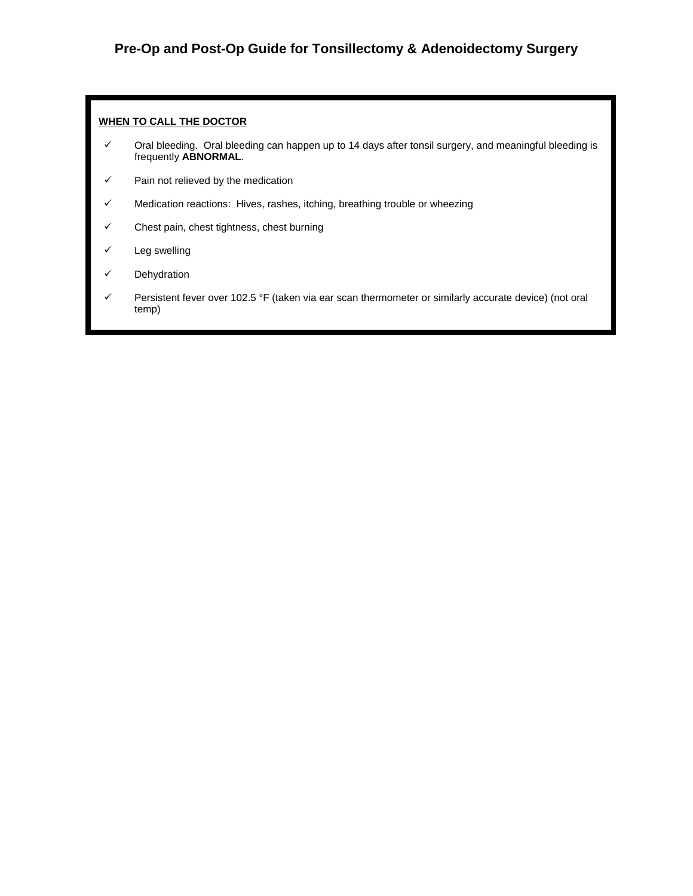# Pre-Op and Post-Op Guide for Tonsillectomy & Adenoidectomy Surgery

**WHEN TO CALL THE DOCTOR**

- ✓ Oral bleeding. Oral bleeding can happen up to 14 days after tonsil surgery, and meaningful bleeding is frequently **ABNORMAL**.
- ✓ Pain not relieved by the medication
- ✓ Medication reactions: Hives, rashes, itching, breathing trouble or wheezing
- ✓ Chest pain, chest tightness, chest burning
- ✓ Leg swelling
- ✓ Dehydration
- ✓ Persistent fever over 102.5 °F (taken via ear scan thermometer or similarly accurate device) (not oral temp)